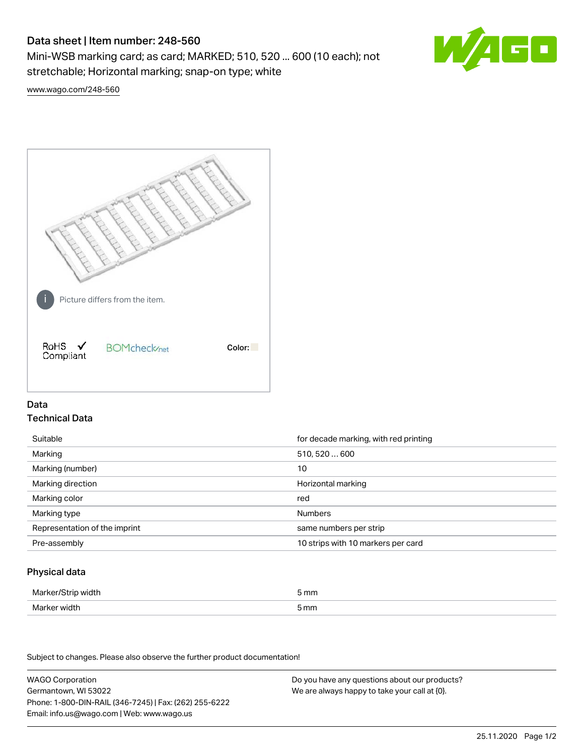# Data sheet | Item number: 248-560

Mini-WSB marking card; as card; MARKED; 510, 520 ... 600 (10 each); not stretchable; Horizontal marking; snap-on type; white

www.wago.com/248-560

Picture differs from the item.

RoHS ✓ Compliant

BOMcheck.net

Color:

## Data

### Technical Data

| | |
|---|---|
| Suitable | for decade marking, with red printing |
| Marking | 510, 520 … 600 |
| Marking (number) | 10 |
| Marking direction | Horizontal marking |
| Marking color | red |
| Marking type | Numbers |
| Representation of the imprint | same numbers per strip |
| Pre-assembly | 10 strips with 10 markers per card |

### Physical data

| | |
|---|---|
| Marker/Strip width | 5 mm |
| Marker width | 5 mm |

Subject to changes. Please also observe the further product documentation!

WAGO Corporation
Germantown, WI 53022
Phone: 1-800-DIN-RAIL (346-7245) | Fax: (262) 255-6222
Email: info.us@wago.com | Web: www.wago.us

Do you have any questions about our products?
We are always happy to take your call at {0}.

25.11.2020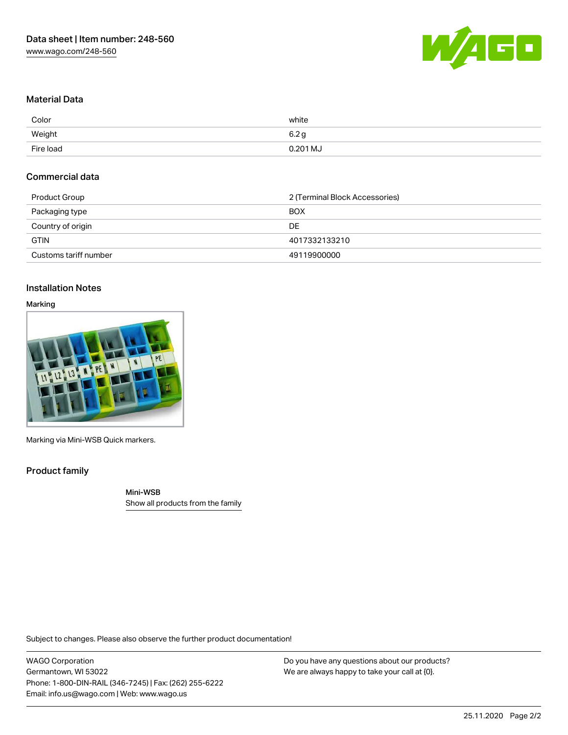Data sheet | Item number: 248-560

www.wago.com/248-560

## Material Data

| | |
|---|---|
| Color | white |
| Weight | 6.2 g |
| Fire load | 0.201 MJ |

## Commercial data

| | |
|---|---|
| Product Group | 2 (Terminal Block Accessories) |
| Packaging type | BOX |
| Country of origin | DE |
| GTIN | 4017332133210 |
| Customs tariff number | 49119900000 |

## Installation Notes

### Marking

Marking via Mini-WSB Quick markers.

## Product family

Mini-WSB

Show all products from the family

Subject to changes. Please also observe the further product documentation!

WAGO Corporation
Germantown, WI 53022
Phone: 1-800-DIN-RAIL (346-7245) | Fax: (262) 255-6222
Email: info.us@wago.com | Web: www.wago.us

Do you have any questions about our products?
We are always happy to take your call at {0}.